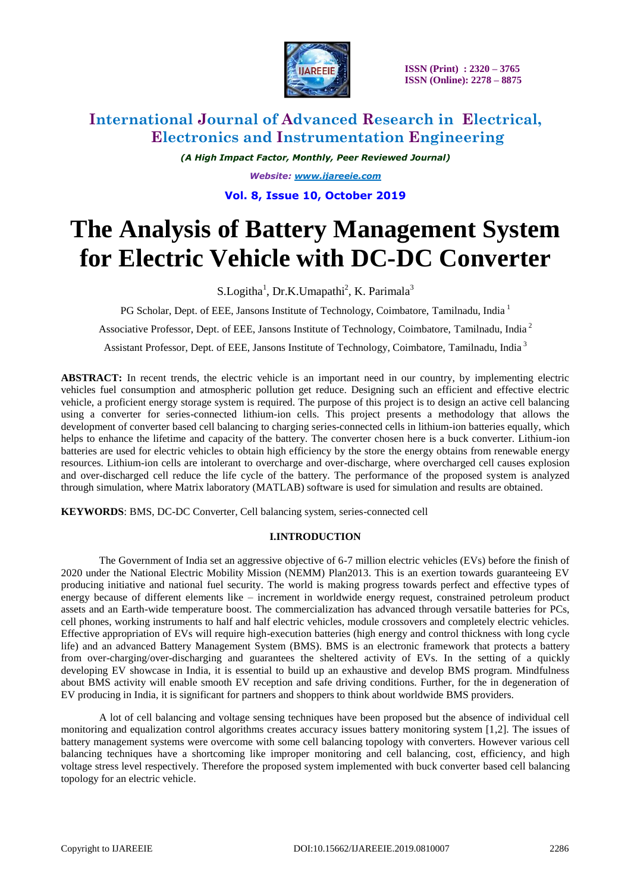# The Analysis of Battery Management System for Electric Vehicle with DC-DC Converter

S.Logitha[1], Dr.K.Umapathi[2], K. Parimala[3]

PG Scholar, Dept. of EEE, Jansons Institute of Technology, Coimbatore, Tamilnadu, India [1]

Associative Professor, Dept. of EEE, Jansons Institute of Technology, Coimbatore, Tamilnadu, India [2]

Assistant Professor, Dept. of EEE, Jansons Institute of Technology, Coimbatore, Tamilnadu, India [3]

**ABSTRACT:** In recent trends, the electric vehicle is an important need in our country, by implementing electric vehicles fuel consumption and atmospheric pollution get reduce. Designing such an efficient and effective electric vehicle, a proficient energy storage system is required. The purpose of this project is to design an active cell balancing using a converter for series-connected lithium-ion cells. This project presents a methodology that allows the development of converter based cell balancing to charging series-connected cells in lithium-ion batteries equally, which helps to enhance the lifetime and capacity of the battery. The converter chosen here is a buck converter. Lithium-ion batteries are used for electric vehicles to obtain high efficiency by the store the energy obtains from renewable energy resources. Lithium-ion cells are intolerant to overcharge and over-discharge, where overcharged cell causes explosion and over-discharged cell reduce the life cycle of the battery. The performance of the proposed system is analyzed through simulation, where Matrix laboratory (MATLAB) software is used for simulation and results are obtained.

**KEYWORDS**: BMS, DC-DC Converter, Cell balancing system, series-connected cell

## I.INTRODUCTION

The Government of India set an aggressive objective of 6-7 million electric vehicles (EVs) before the finish of 2020 under the National Electric Mobility Mission (NEMM) Plan2013. This is an exertion towards guaranteeing EV producing initiative and national fuel security. The world is making progress towards perfect and effective types of energy because of different elements like – increment in worldwide energy request, constrained petroleum product assets and an Earth-wide temperature boost. The commercialization has advanced through versatile batteries for PCs, cell phones, working instruments to half and half electric vehicles, module crossovers and completely electric vehicles. Effective appropriation of EVs will require high-execution batteries (high energy and control thickness with long cycle life) and an advanced Battery Management System (BMS). BMS is an electronic framework that protects a battery from over-charging/over-discharging and guarantees the sheltered activity of EVs. In the setting of a quickly developing EV showcase in India, it is essential to build up an exhaustive and develop BMS program. Mindfulness about BMS activity will enable smooth EV reception and safe driving conditions. Further, for the in degeneration of EV producing in India, it is significant for partners and shoppers to think about worldwide BMS providers.

A lot of cell balancing and voltage sensing techniques have been proposed but the absence of individual cell monitoring and equalization control algorithms creates accuracy issues battery monitoring system [1,2]. The issues of battery management systems were overcome with some cell balancing topology with converters. However various cell balancing techniques have a shortcoming like improper monitoring and cell balancing, cost, efficiency, and high voltage stress level respectively. Therefore the proposed system implemented with buck converter based cell balancing topology for an electric vehicle.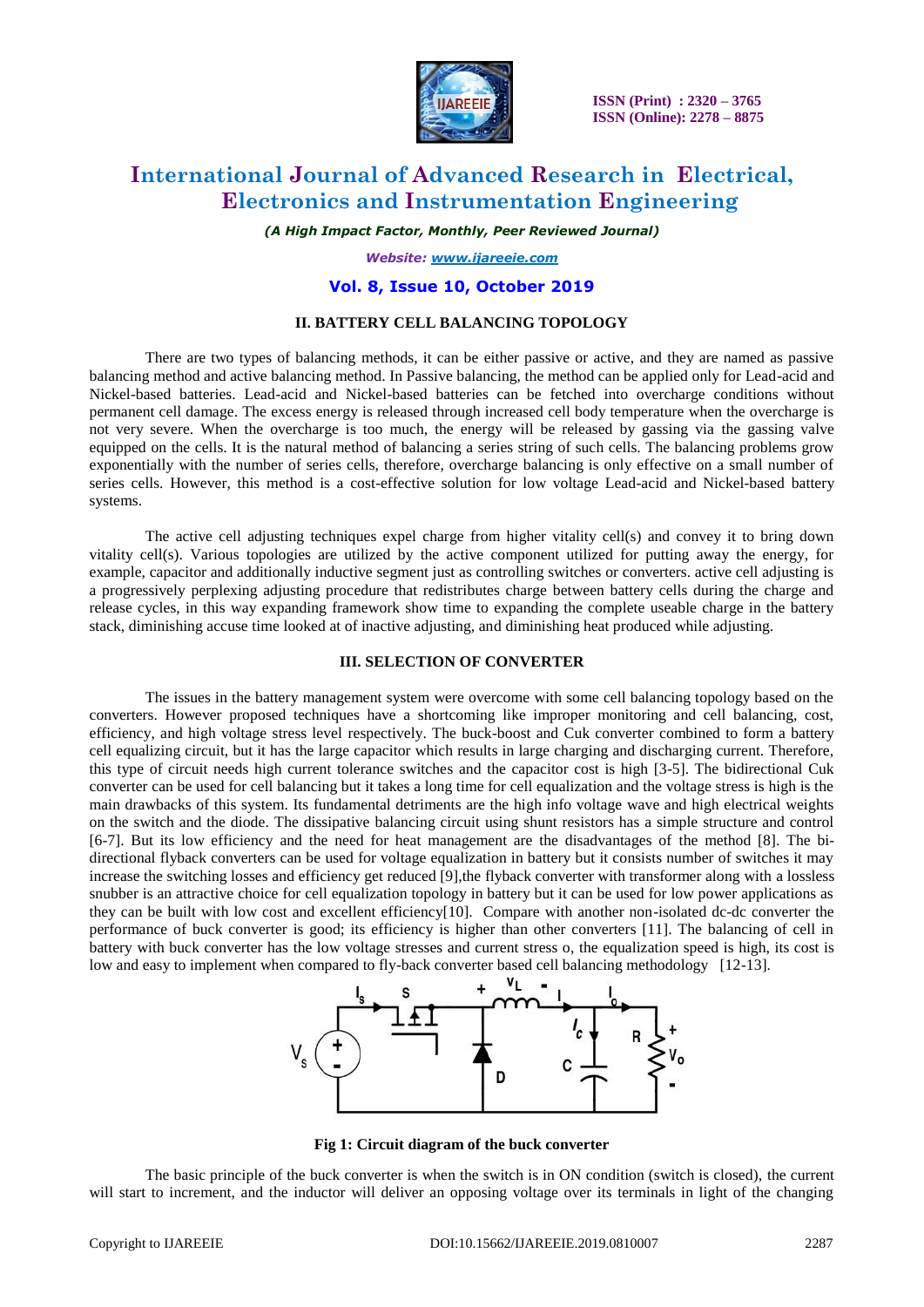## II. BATTERY CELL BALANCING TOPOLOGY

There are two types of balancing methods, it can be either passive or active, and they are named as passive balancing method and active balancing method. In Passive balancing, the method can be applied only for Lead-acid and Nickel-based batteries. Lead-acid and Nickel-based batteries can be fetched into overcharge conditions without permanent cell damage. The excess energy is released through increased cell body temperature when the overcharge is not very severe. When the overcharge is too much, the energy will be released by gassing via the gassing valve equipped on the cells. It is the natural method of balancing a series string of such cells. The balancing problems grow exponentially with the number of series cells, therefore, overcharge balancing is only effective on a small number of series cells. However, this method is a cost-effective solution for low voltage Lead-acid and Nickel-based battery systems.

The active cell adjusting techniques expel charge from higher vitality cell(s) and convey it to bring down vitality cell(s). Various topologies are utilized by the active component utilized for putting away the energy, for example, capacitor and additionally inductive segment just as controlling switches or converters. active cell adjusting is a progressively perplexing adjusting procedure that redistributes charge between battery cells during the charge and release cycles, in this way expanding framework show time to expanding the complete useable charge in the battery stack, diminishing accuse time looked at of inactive adjusting, and diminishing heat produced while adjusting.

## III. SELECTION OF CONVERTER

The issues in the battery management system were overcome with some cell balancing topology based on the converters. However proposed techniques have a shortcoming like improper monitoring and cell balancing, cost, efficiency, and high voltage stress level respectively. The buck-boost and Cuk converter combined to form a battery cell equalizing circuit, but it has the large capacitor which results in large charging and discharging current. Therefore, this type of circuit needs high current tolerance switches and the capacitor cost is high [3-5]. The bidirectional Cuk converter can be used for cell balancing but it takes a long time for cell equalization and the voltage stress is high is the main drawbacks of this system. Its fundamental detriments are the high info voltage wave and high electrical weights on the switch and the diode. The dissipative balancing circuit using shunt resistors has a simple structure and control [6-7]. But its low efficiency and the need for heat management are the disadvantages of the method [8]. The bi-directional flyback converters can be used for voltage equalization in battery but it consists number of switches it may increase the switching losses and efficiency get reduced [9],the flyback converter with transformer along with a lossless snubber is an attractive choice for cell equalization topology in battery but it can be used for low power applications as they can be built with low cost and excellent efficiency[10]. Compare with another non-isolated dc-dc converter the performance of buck converter is good; its efficiency is higher than other converters [11]. The balancing of cell in battery with buck converter has the low voltage stresses and current stress o, the equalization speed is high, its cost is low and easy to implement when compared to fly-back converter based cell balancing methodology [12-13].

**Fig 1: Circuit diagram of the buck converter**

The basic principle of the buck converter is when the switch is in ON condition (switch is closed), the current will start to increment, and the inductor will deliver an opposing voltage over its terminals in light of the changing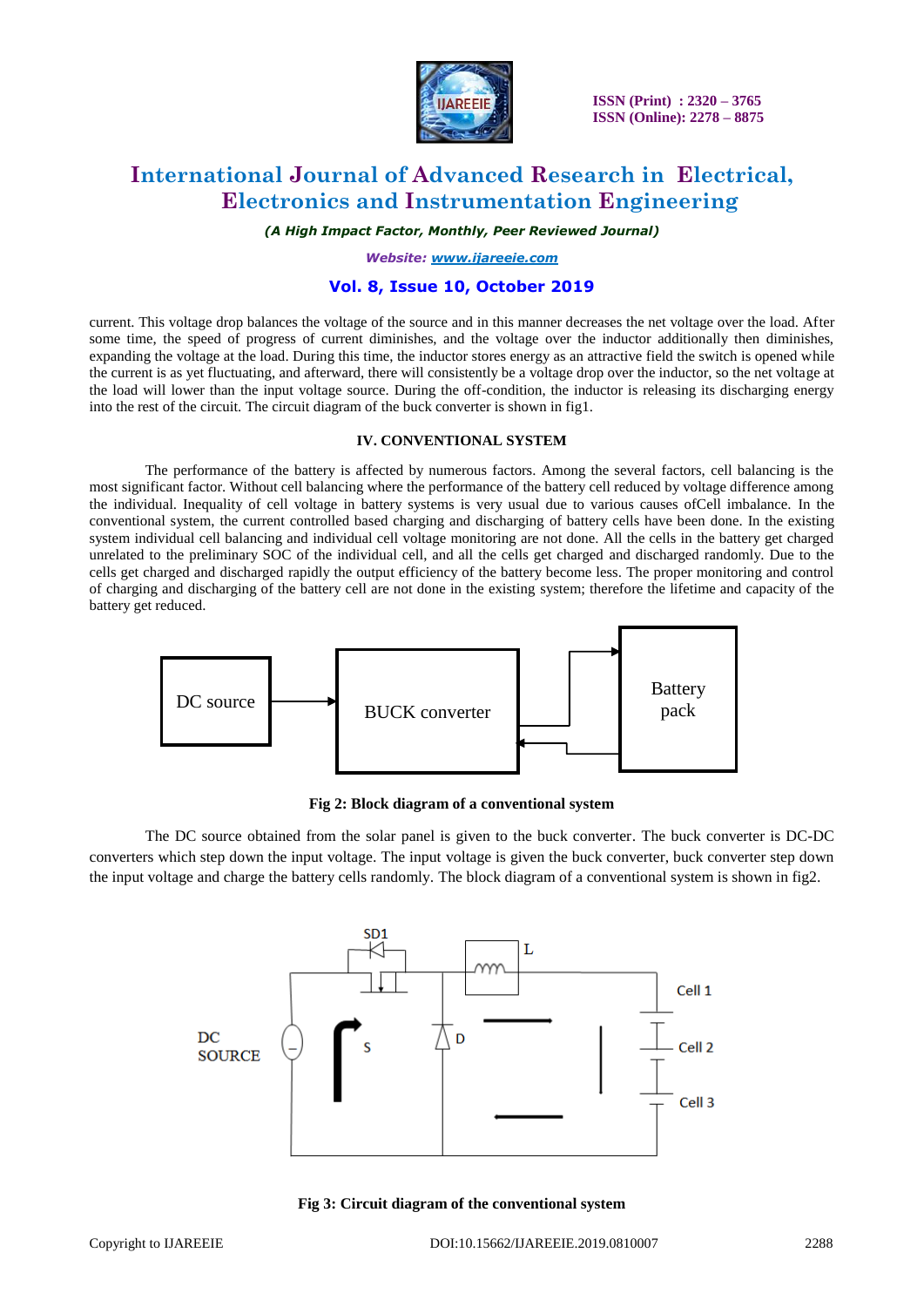current. This voltage drop balances the voltage of the source and in this manner decreases the net voltage over the load. After some time, the speed of progress of current diminishes, and the voltage over the inductor additionally then diminishes, expanding the voltage at the load. During this time, the inductor stores energy as an attractive field the switch is opened while the current is as yet fluctuating, and afterward, there will consistently be a voltage drop over the inductor, so the net voltage at the load will lower than the input voltage source. During the off-condition, the inductor is releasing its discharging energy into the rest of the circuit. The circuit diagram of the buck converter is shown in fig1.

## IV. CONVENTIONAL SYSTEM

The performance of the battery is affected by numerous factors. Among the several factors, cell balancing is the most significant factor. Without cell balancing where the performance of the battery cell reduced by voltage difference among the individual. Inequality of cell voltage in battery systems is very usual due to various causes ofCell imbalance. In the conventional system, the current controlled based charging and discharging of battery cells have been done. In the existing system individual cell balancing and individual cell voltage monitoring are not done. All the cells in the battery get charged unrelated to the preliminary SOC of the individual cell, and all the cells get charged and discharged randomly. Due to the cells get charged and discharged rapidly the output efficiency of the battery become less. The proper monitoring and control of charging and discharging of the battery cell are not done in the existing system; therefore the lifetime and capacity of the battery get reduced.

DC source → BUCK converter ⇄ Battery pack

**Fig 2: Block diagram of a conventional system**

The DC source obtained from the solar panel is given to the buck converter. The buck converter is DC-DC converters which step down the input voltage. The input voltage is given the buck converter, buck converter step down the input voltage and charge the battery cells randomly. The block diagram of a conventional system is shown in fig2.

**Fig 3: Circuit diagram of the conventional system**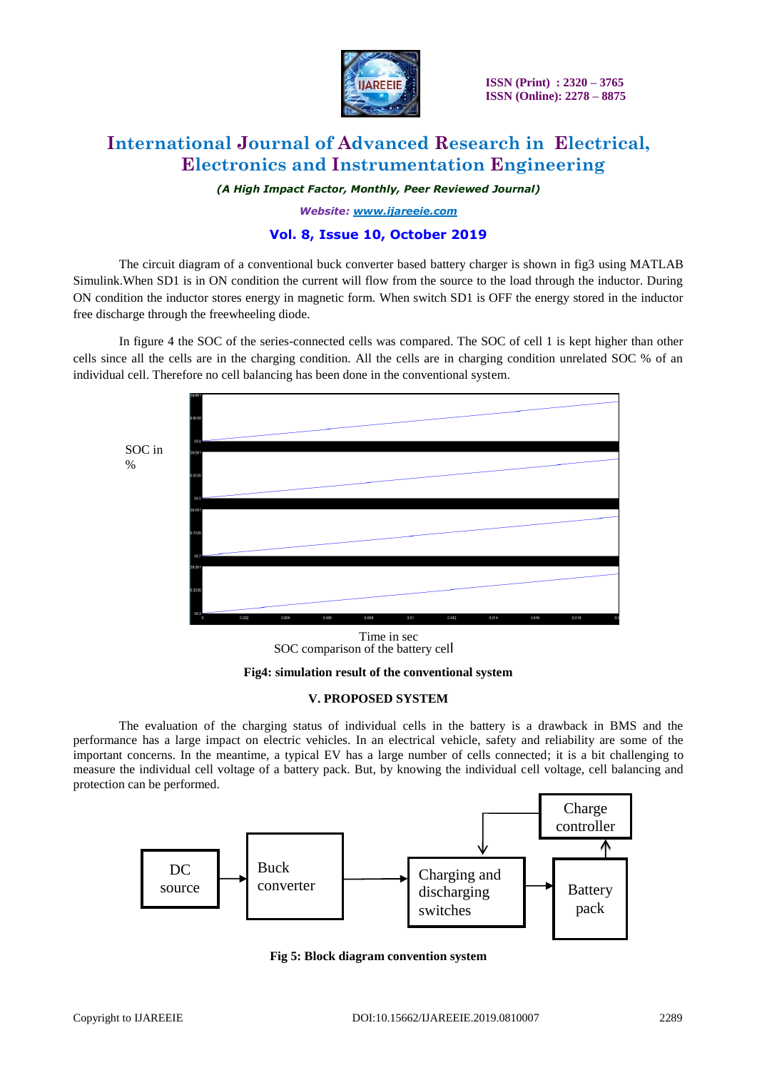The circuit diagram of a conventional buck converter based battery charger is shown in fig3 using MATLAB Simulink.When SD1 is in ON condition the current will flow from the source to the load through the inductor. During ON condition the inductor stores energy in magnetic form. When switch SD1 is OFF the energy stored in the inductor free discharge through the freewheeling diode.

In figure 4 the SOC of the series-connected cells was compared. The SOC of cell 1 is kept higher than other cells since all the cells are in the charging condition. All the cells are in charging condition unrelated SOC % of an individual cell. Therefore no cell balancing has been done in the conventional system.

SOC in %

Time in sec

SOC comparison of the battery cell

**Fig4: simulation result of the conventional system**

## V. PROPOSED SYSTEM

The evaluation of the charging status of individual cells in the battery is a drawback in BMS and the performance has a large impact on electric vehicles. In an electrical vehicle, safety and reliability are some of the important concerns. In the meantime, a typical EV has a large number of cells connected; it is a bit challenging to measure the individual cell voltage of a battery pack. But, by knowing the individual cell voltage, cell balancing and protection can be performed.

DC source → Buck converter → Charging and discharging switches → Battery pack; Charge controller

**Fig 5: Block diagram convention system**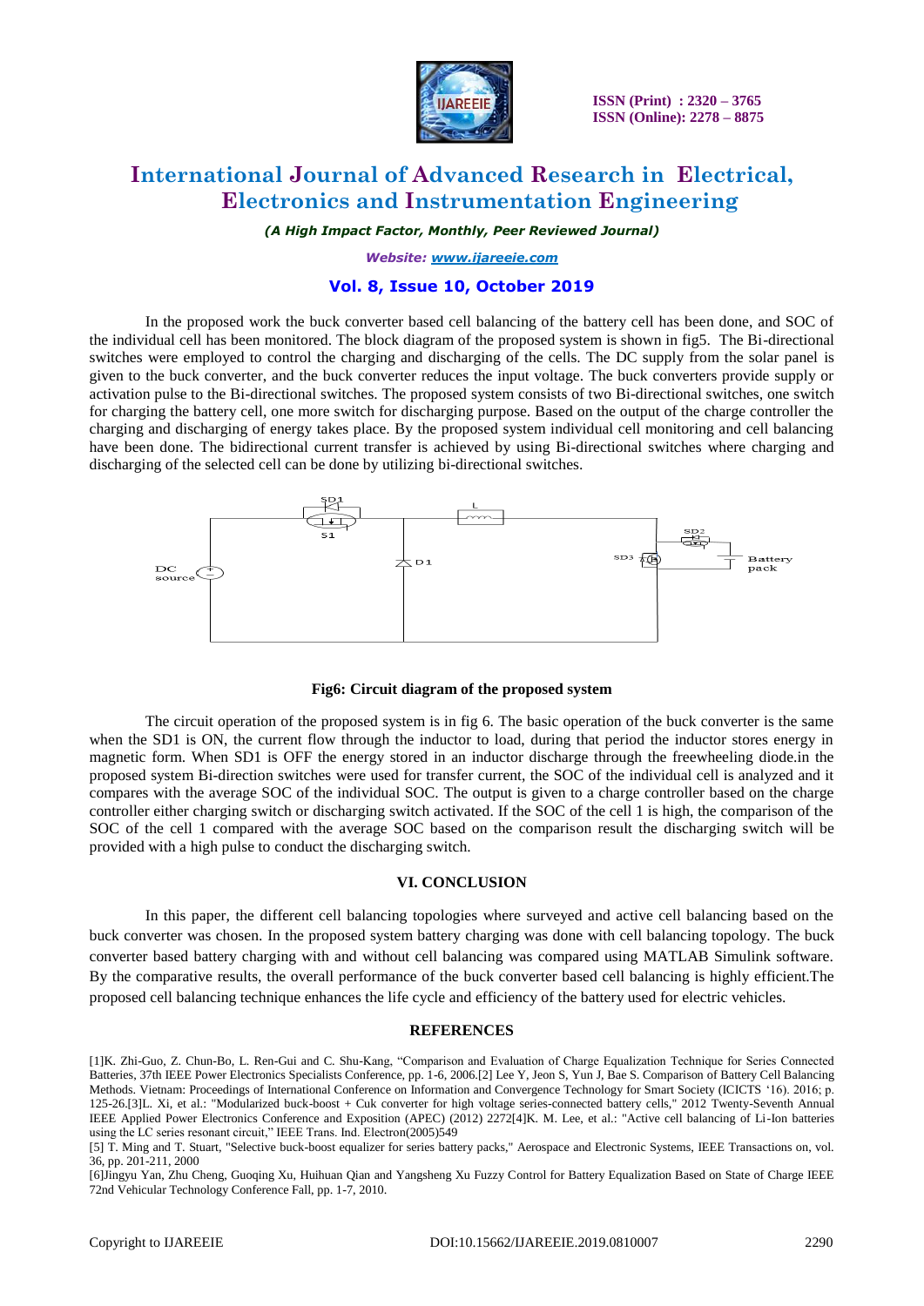In the proposed work the buck converter based cell balancing of the battery cell has been done, and SOC of the individual cell has been monitored. The block diagram of the proposed system is shown in fig5. The Bi-directional switches were employed to control the charging and discharging of the cells. The DC supply from the solar panel is given to the buck converter, and the buck converter reduces the input voltage. The buck converters provide supply or activation pulse to the Bi-directional switches. The proposed system consists of two Bi-directional switches, one switch for charging the battery cell, one more switch for discharging purpose. Based on the output of the charge controller the charging and discharging of energy takes place. By the proposed system individual cell monitoring and cell balancing have been done. The bidirectional current transfer is achieved by using Bi-directional switches where charging and discharging of the selected cell can be done by utilizing bi-directional switches.

**Fig6: Circuit diagram of the proposed system**

The circuit operation of the proposed system is in fig 6. The basic operation of the buck converter is the same when the SD1 is ON, the current flow through the inductor to load, during that period the inductor stores energy in magnetic form. When SD1 is OFF the energy stored in an inductor discharge through the freewheeling diode.in the proposed system Bi-direction switches were used for transfer current, the SOC of the individual cell is analyzed and it compares with the average SOC of the individual SOC. The output is given to a charge controller based on the charge controller either charging switch or discharging switch activated. If the SOC of the cell 1 is high, the comparison of the SOC of the cell 1 compared with the average SOC based on the comparison result the discharging switch will be provided with a high pulse to conduct the discharging switch.

## VI. CONCLUSION

In this paper, the different cell balancing topologies where surveyed and active cell balancing based on the buck converter was chosen. In the proposed system battery charging was done with cell balancing topology. The buck converter based battery charging with and without cell balancing was compared using MATLAB Simulink software. By the comparative results, the overall performance of the buck converter based cell balancing is highly efficient.The proposed cell balancing technique enhances the life cycle and efficiency of the battery used for electric vehicles.

## REFERENCES

[1]K. Zhi-Guo, Z. Chun-Bo, L. Ren-Gui and C. Shu-Kang, "Comparison and Evaluation of Charge Equalization Technique for Series Connected Batteries, 37th IEEE Power Electronics Specialists Conference, pp. 1-6, 2006.[2] Lee Y, Jeon S, Yun J, Bae S. Comparison of Battery Cell Balancing Methods. Vietnam: Proceedings of International Conference on Information and Convergence Technology for Smart Society (ICICTS '16). 2016; p. 125-26.[3]L. Xi, et al.: "Modularized buck-boost + Cuk converter for high voltage series-connected battery cells," 2012 Twenty-Seventh Annual IEEE Applied Power Electronics Conference and Exposition (APEC) (2012) 2272[4]K. M. Lee, et al.: "Active cell balancing of Li-Ion batteries using the LC series resonant circuit," IEEE Trans. Ind. Electron(2005)549

[5] T. Ming and T. Stuart, "Selective buck-boost equalizer for series battery packs," Aerospace and Electronic Systems, IEEE Transactions on, vol. 36, pp. 201-211, 2000

[6]Jingyu Yan, Zhu Cheng, Guoqing Xu, Huihuan Qian and Yangsheng Xu Fuzzy Control for Battery Equalization Based on State of Charge IEEE 72nd Vehicular Technology Conference Fall, pp. 1-7, 2010.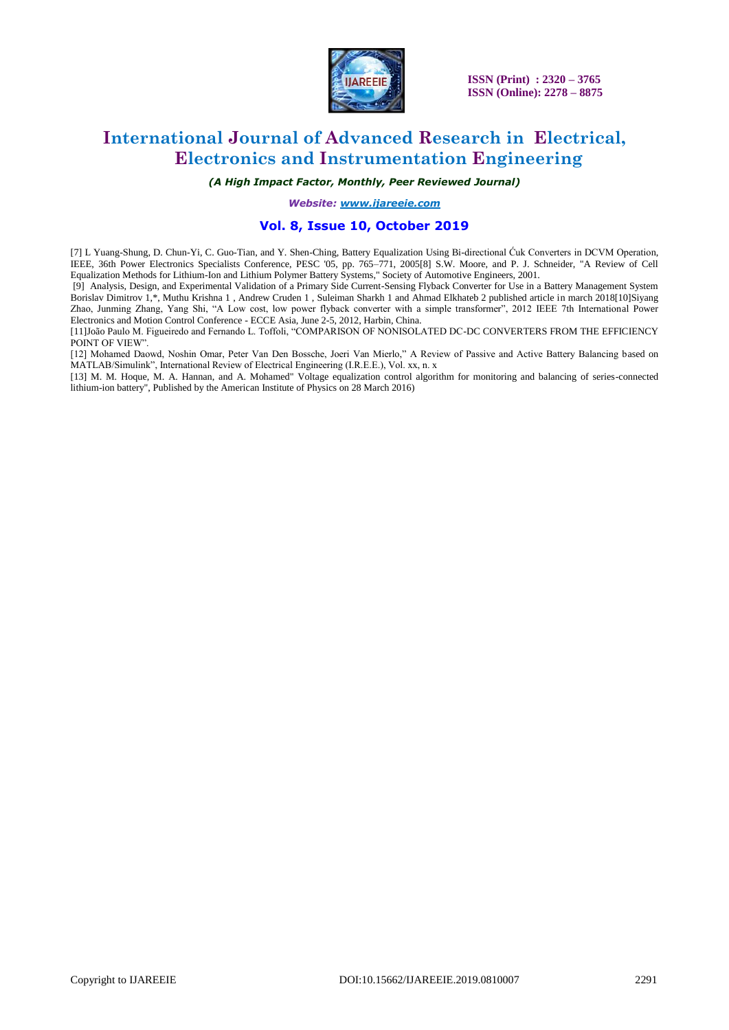[7] L Yuang-Shung, D. Chun-Yi, C. Guo-Tian, and Y. Shen-Ching, Battery Equalization Using Bi-directional Ćuk Converters in DCVM Operation, IEEE, 36th Power Electronics Specialists Conference, PESC '05, pp. 765–771, 2005[8] S.W. Moore, and P. J. Schneider, "A Review of Cell Equalization Methods for Lithium-Ion and Lithium Polymer Battery Systems," Society of Automotive Engineers, 2001.

[9] Analysis, Design, and Experimental Validation of a Primary Side Current-Sensing Flyback Converter for Use in a Battery Management System Borislav Dimitrov 1,*, Muthu Krishna 1 , Andrew Cruden 1 , Suleiman Sharkh 1 and Ahmad Elkhateb 2 published article in march 2018[10]Siyang Zhao, Junming Zhang, Yang Shi, "A Low cost, low power flyback converter with a simple transformer", 2012 IEEE 7th International Power Electronics and Motion Control Conference - ECCE Asia, June 2-5, 2012, Harbin, China.

[11]João Paulo M. Figueiredo and Fernando L. Toffoli, "COMPARISON OF NONISOLATED DC-DC CONVERTERS FROM THE EFFICIENCY POINT OF VIEW".

[12] Mohamed Daowd, Noshin Omar, Peter Van Den Bossche, Joeri Van Mierlo," A Review of Passive and Active Battery Balancing based on MATLAB/Simulink", International Review of Electrical Engineering (I.R.E.E.), Vol. xx, n. x

[13] M. M. Hoque, M. A. Hannan, and A. Mohamed" Voltage equalization control algorithm for monitoring and balancing of series-connected lithium-ion battery", Published by the American Institute of Physics on 28 March 2016)